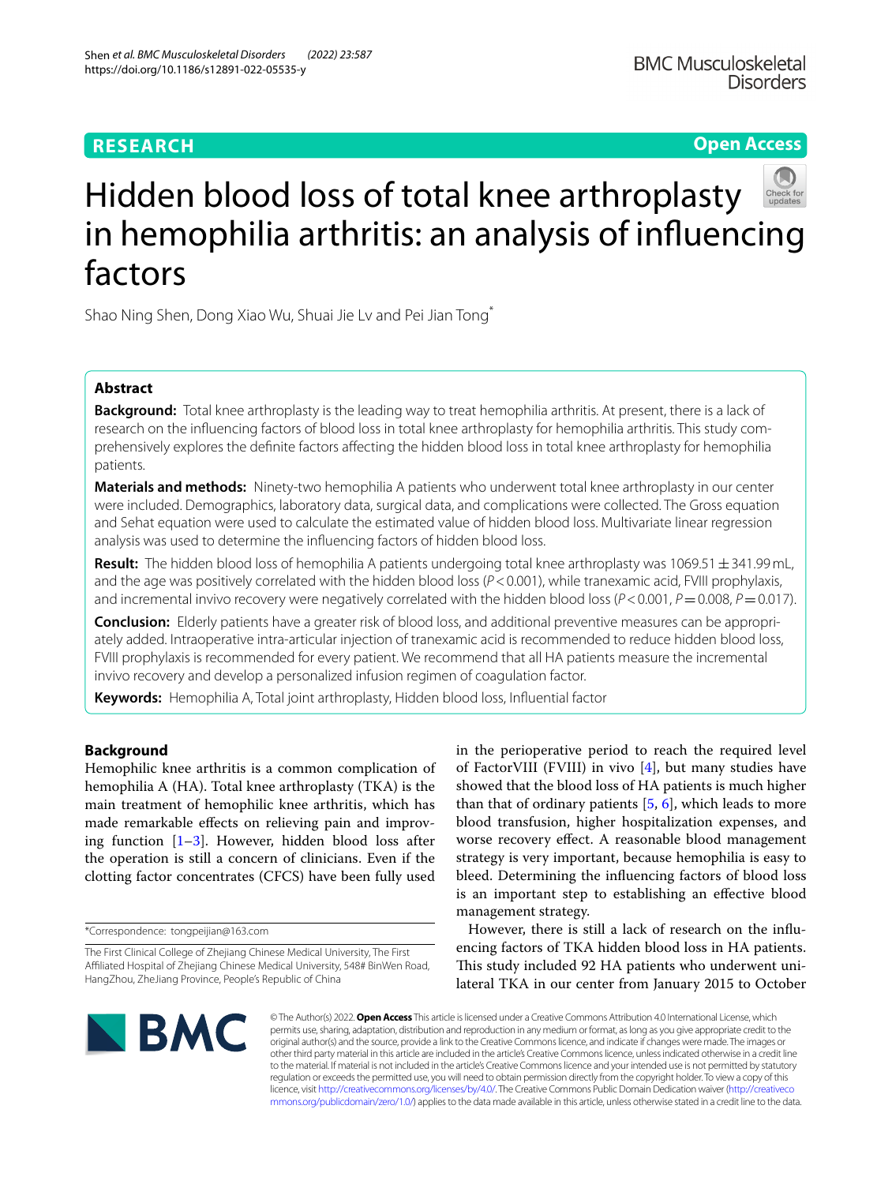**RESEARCH** **Open Access**

# Hidden blood loss of total knee arthroplasty in hemophilia arthritis: an analysis of influencing factors

Shao Ning Shen, Dong Xiao Wu, Shuai Jie Lv and Pei Jian Tong*

## Abstract

**Background:** Total knee arthroplasty is the leading way to treat hemophilia arthritis. At present, there is a lack of research on the influencing factors of blood loss in total knee arthroplasty for hemophilia arthritis. This study comprehensively explores the definite factors affecting the hidden blood loss in total knee arthroplasty for hemophilia patients.

**Materials and methods:** Ninety-two hemophilia A patients who underwent total knee arthroplasty in our center were included. Demographics, laboratory data, surgical data, and complications were collected. The Gross equation and Sehat equation were used to calculate the estimated value of hidden blood loss. Multivariate linear regression analysis was used to determine the influencing factors of hidden blood loss.

**Result:** The hidden blood loss of hemophilia A patients undergoing total knee arthroplasty was 1069.51 ± 341.99 mL, and the age was positively correlated with the hidden blood loss ($P < 0.001$), while tranexamic acid, FVIII prophylaxis, and incremental invivo recovery were negatively correlated with the hidden blood loss ($P < 0.001$, $P = 0.008$, $P = 0.017$).

**Conclusion:** Elderly patients have a greater risk of blood loss, and additional preventive measures can be appropriately added. Intraoperative intra-articular injection of tranexamic acid is recommended to reduce hidden blood loss, FVIII prophylaxis is recommended for every patient. We recommend that all HA patients measure the incremental invivo recovery and develop a personalized infusion regimen of coagulation factor.

**Keywords:** Hemophilia A, Total joint arthroplasty, Hidden blood loss, Influential factor

## Background

Hemophilic knee arthritis is a common complication of hemophilia A (HA). Total knee arthroplasty (TKA) is the main treatment of hemophilic knee arthritis, which has made remarkable effects on relieving pain and improving function [1–3]. However, hidden blood loss after the operation is still a concern of clinicians. Even if the clotting factor concentrates (CFCS) have been fully used in the perioperative period to reach the required level of FactorVIII (FVIII) in vivo [4], but many studies have showed that the blood loss of HA patients is much higher than that of ordinary patients [5, 6], which leads to more blood transfusion, higher hospitalization expenses, and worse recovery effect. A reasonable blood management strategy is very important, because hemophilia is easy to bleed. Determining the influencing factors of blood loss is an important step to establishing an effective blood management strategy.

However, there is still a lack of research on the influencing factors of TKA hidden blood loss in HA patients. This study included 92 HA patients who underwent unilateral TKA in our center from January 2015 to October

*Correspondence: tongpeijian@163.com

The First Clinical College of Zhejiang Chinese Medical University, The First Affiliated Hospital of Zhejiang Chinese Medical University, 548# BinWen Road, HangZhou, ZheJiang Province, People's Republic of China

© The Author(s) 2022. **Open Access** This article is licensed under a Creative Commons Attribution 4.0 International License, which permits use, sharing, adaptation, distribution and reproduction in any medium or format, as long as you give appropriate credit to the original author(s) and the source, provide a link to the Creative Commons licence, and indicate if changes were made. The images or other third party material in this article are included in the article's Creative Commons licence, unless indicated otherwise in a credit line to the material. If material is not included in the article's Creative Commons licence and your intended use is not permitted by statutory regulation or exceeds the permitted use, you will need to obtain permission directly from the copyright holder. To view a copy of this licence, visit http://creativecommons.org/licenses/by/4.0/. The Creative Commons Public Domain Dedication waiver (http://creativecommons.org/publicdomain/zero/1.0/) applies to the data made available in this article, unless otherwise stated in a credit line to the data.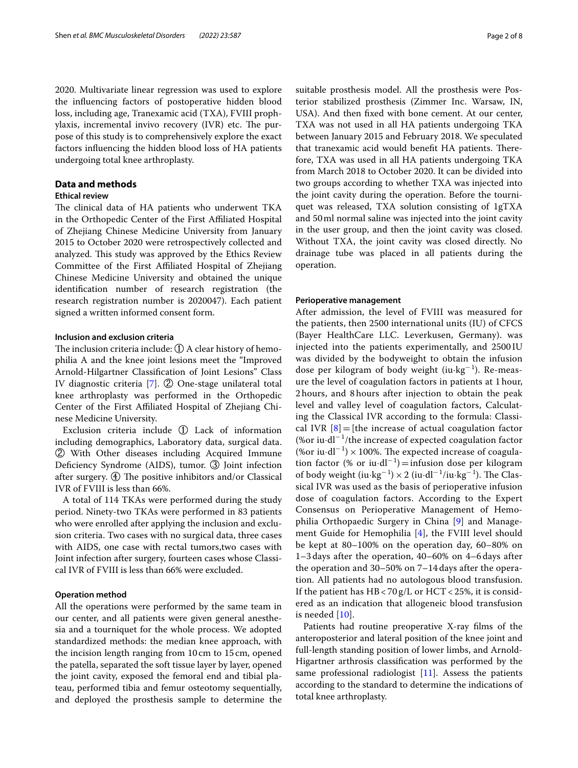2020. Multivariate linear regression was used to explore the influencing factors of postoperative hidden blood loss, including age, Tranexamic acid (TXA), FVIII prophylaxis, incremental invivo recovery (IVR) etc. The purpose of this study is to comprehensively explore the exact factors influencing the hidden blood loss of HA patients undergoing total knee arthroplasty.

## Data and methods

### Ethical review

The clinical data of HA patients who underwent TKA in the Orthopedic Center of the First Affiliated Hospital of Zhejiang Chinese Medicine University from January 2015 to October 2020 were retrospectively collected and analyzed. This study was approved by the Ethics Review Committee of the First Affiliated Hospital of Zhejiang Chinese Medicine University and obtained the unique identification number of research registration (the research registration number is 2020047). Each patient signed a written informed consent form.

### Inclusion and exclusion criteria

The inclusion criteria include: ① A clear history of hemophilia A and the knee joint lesions meet the "Improved Arnold-Hilgartner Classification of Joint Lesions" Class IV diagnostic criteria [7]. ② One-stage unilateral total knee arthroplasty was performed in the Orthopedic Center of the First Affiliated Hospital of Zhejiang Chinese Medicine University.

Exclusion criteria include ① Lack of information including demographics, Laboratory data, surgical data. ② With Other diseases including Acquired Immune Deficiency Syndrome (AIDS), tumor. ③ Joint infection after surgery. ④ The positive inhibitors and/or Classical IVR of FVIII is less than 66%.

A total of 114 TKAs were performed during the study period. Ninety-two TKAs were performed in 83 patients who were enrolled after applying the inclusion and exclusion criteria. Two cases with no surgical data, three cases with AIDS, one case with rectal tumors,two cases with Joint infection after surgery, fourteen cases whose Classical IVR of FVIII is less than 66% were excluded.

### Operation method

All the operations were performed by the same team in our center, and all patients were given general anesthesia and a tourniquet for the whole process. We adopted standardized methods: the median knee approach, with the incision length ranging from 10 cm to 15 cm, opened the patella, separated the soft tissue layer by layer, opened the joint cavity, exposed the femoral end and tibial plateau, performed tibia and femur osteotomy sequentially, and deployed the prosthesis sample to determine the suitable prosthesis model. All the prosthesis were Posterior stabilized prosthesis (Zimmer Inc. Warsaw, IN, USA). And then fixed with bone cement. At our center, TXA was not used in all HA patients undergoing TKA between January 2015 and February 2018. We speculated that tranexamic acid would benefit HA patients. Therefore, TXA was used in all HA patients undergoing TKA from March 2018 to October 2020. It can be divided into two groups according to whether TXA was injected into the joint cavity during the operation. Before the tourniquet was released, TXA solution consisting of 1gTXA and 50 ml normal saline was injected into the joint cavity in the user group, and then the joint cavity was closed. Without TXA, the joint cavity was closed directly. No drainage tube was placed in all patients during the operation.

### Perioperative management

After admission, the level of FVIII was measured for the patients, then 2500 international units (IU) of CFCS (Bayer HealthCare LLC. Leverkusen, Germany). was injected into the patients experimentally, and 2500 IU was divided by the bodyweight to obtain the infusion dose per kilogram of body weight ($iu \cdot kg^{-1}$). Re-measure the level of coagulation factors in patients at 1 hour, 2 hours, and 8 hours after injection to obtain the peak level and valley level of coagulation factors, Calculating the Classical IVR according to the formula: Classical IVR [8] = [the increase of actual coagulation factor (%or $iu \cdot dl^{-1}$/the increase of expected coagulation factor (%or $iu \cdot dl^{-1}$) × 100%. The expected increase of coagulation factor (% or $iu \cdot dl^{-1}$) = infusion dose per kilogram of body weight ($iu \cdot kg^{-1}$) × 2 ($iu \cdot dl^{-1}/iu \cdot kg^{-1}$). The Classical IVR was used as the basis of perioperative infusion dose of coagulation factors. According to the Expert Consensus on Perioperative Management of Hemophilia Orthopaedic Surgery in China [9] and Management Guide for Hemophilia [4], the FVIII level should be kept at 80–100% on the operation day, 60–80% on 1–3 days after the operation, 40–60% on 4–6 days after the operation and 30–50% on 7–14 days after the operation. All patients had no autologous blood transfusion. If the patient has HB < 70 g/L or HCT < 25%, it is considered as an indication that allogeneic blood transfusion is needed [10].

Patients had routine preoperative X-ray films of the anteroposterior and lateral position of the knee joint and full-length standing position of lower limbs, and Arnold-Higartner arthrosis classification was performed by the same professional radiologist [11]. Assess the patients according to the standard to determine the indications of total knee arthroplasty.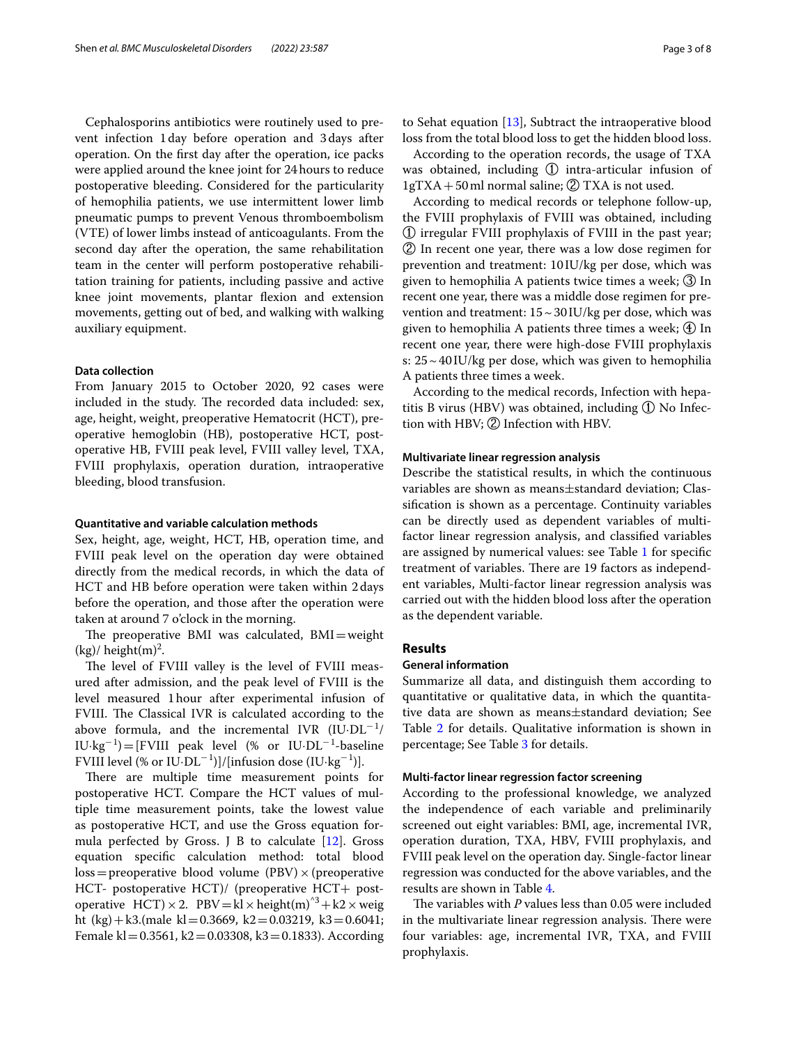Cephalosporins antibiotics were routinely used to prevent infection 1 day before operation and 3 days after operation. On the first day after the operation, ice packs were applied around the knee joint for 24 hours to reduce postoperative bleeding. Considered for the particularity of hemophilia patients, we use intermittent lower limb pneumatic pumps to prevent Venous thromboembolism (VTE) of lower limbs instead of anticoagulants. From the second day after the operation, the same rehabilitation team in the center will perform postoperative rehabilitation training for patients, including passive and active knee joint movements, plantar flexion and extension movements, getting out of bed, and walking with walking auxiliary equipment.

#### Data collection

From January 2015 to October 2020, 92 cases were included in the study. The recorded data included: sex, age, height, weight, preoperative Hematocrit (HCT), preoperative hemoglobin (HB), postoperative HCT, postoperative HB, FVIII peak level, FVIII valley level, TXA, FVIII prophylaxis, operation duration, intraoperative bleeding, blood transfusion.

#### Quantitative and variable calculation methods

Sex, height, age, weight, HCT, HB, operation time, and FVIII peak level on the operation day were obtained directly from the medical records, in which the data of HCT and HB before operation were taken within 2 days before the operation, and those after the operation were taken at around 7 o'clock in the morning.

The preoperative BMI was calculated, BMI = weight (kg)/ height(m)$^2$.

The level of FVIII valley is the level of FVIII measured after admission, and the peak level of FVIII is the level measured 1 hour after experimental infusion of FVIII. The Classical IVR is calculated according to the above formula, and the incremental IVR ($\text{IU}\cdot\text{DL}^{-1}/\text{IU}\cdot\text{kg}^{-1}$) = [FVIII peak level (% or $\text{IU}\cdot\text{DL}^{-1}$-baseline FVIII level (% or $\text{IU}\cdot\text{DL}^{-1}$)]/[infusion dose ($\text{IU}\cdot\text{kg}^{-1}$)].

There are multiple time measurement points for postoperative HCT. Compare the HCT values of multiple time measurement points, take the lowest value as postoperative HCT, and use the Gross equation formula perfected by Gross. J B to calculate [12]. Gross equation specific calculation method: total blood loss = preoperative blood volume (PBV) × (preoperative HCT- postoperative HCT)/ (preoperative HCT+ postoperative HCT) × 2. PBV = kl × height(m)$^{3}$ + k2 × weight (kg) + k3.(male kl = 0.3669, k2 = 0.03219, k3 = 0.6041; Female kl = 0.3561, k2 = 0.03308, k3 = 0.1833). According to Sehat equation [13], Subtract the intraoperative blood loss from the total blood loss to get the hidden blood loss.

According to the operation records, the usage of TXA was obtained, including ① intra-articular infusion of 1gTXA + 50 ml normal saline; ② TXA is not used.

According to medical records or telephone follow-up, the FVIII prophylaxis of FVIII was obtained, including ① irregular FVIII prophylaxis of FVIII in the past year; ② In recent one year, there was a low dose regimen for prevention and treatment: 10 IU/kg per dose, which was given to hemophilia A patients twice times a week; ③ In recent one year, there was a middle dose regimen for prevention and treatment: 15 ~ 30 IU/kg per dose, which was given to hemophilia A patients three times a week; ④ In recent one year, there were high-dose FVIII prophylaxis s: 25 ~ 40 IU/kg per dose, which was given to hemophilia A patients three times a week.

According to the medical records, Infection with hepatitis B virus (HBV) was obtained, including ① No Infection with HBV; ② Infection with HBV.

#### Multivariate linear regression analysis

Describe the statistical results, in which the continuous variables are shown as means ± standard deviation; Classification is shown as a percentage. Continuity variables can be directly used as dependent variables of multifactor linear regression analysis, and classified variables are assigned by numerical values: see Table 1 for specific treatment of variables. There are 19 factors as independent variables, Multi-factor linear regression analysis was carried out with the hidden blood loss after the operation as the dependent variable.

## Results

#### General information

Summarize all data, and distinguish them according to quantitative or qualitative data, in which the quantitative data are shown as means ± standard deviation; See Table 2 for details. Qualitative information is shown in percentage; See Table 3 for details.

#### Multi-factor linear regression factor screening

According to the professional knowledge, we analyzed the independence of each variable and preliminarily screened out eight variables: BMI, age, incremental IVR, operation duration, TXA, HBV, FVIII prophylaxis, and FVIII peak level on the operation day. Single-factor linear regression was conducted for the above variables, and the results are shown in Table 4.

The variables with $P$ values less than 0.05 were included in the multivariate linear regression analysis. There were four variables: age, incremental IVR, TXA, and FVIII prophylaxis.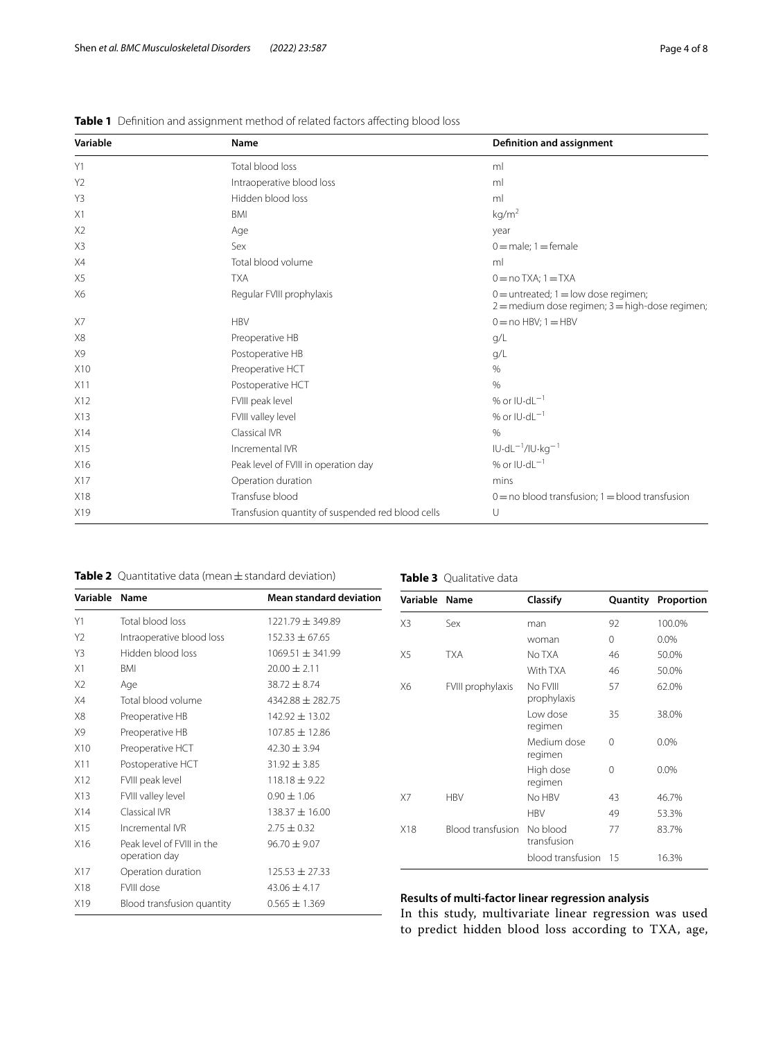**Table 1** Definition and assignment method of related factors affecting blood loss

| Variable | Name | Definition and assignment |
|---|---|---|
| Y1 | Total blood loss | ml |
| Y2 | Intraoperative blood loss | ml |
| Y3 | Hidden blood loss | ml |
| X1 | BMI | $kg/m^2$ |
| X2 | Age | year |
| X3 | Sex | 0 = male; 1 = female |
| X4 | Total blood volume | ml |
| X5 | TXA | 0 = no TXA; 1 = TXA |
| X6 | Regular FVIII prophylaxis | 0 = untreated; 1 = low dose regimen; 2 = medium dose regimen; 3 = high-dose regimen; |
| X7 | HBV | 0 = no HBV; 1 = HBV |
| X8 | Preoperative HB | g/L |
| X9 | Postoperative HB | g/L |
| X10 | Preoperative HCT | % |
| X11 | Postoperative HCT | % |
| X12 | FVIII peak level | % or $IU \cdot dL^{-1}$ |
| X13 | FVIII valley level | % or $IU \cdot dL^{-1}$ |
| X14 | Classical IVR | % |
| X15 | Incremental IVR | $IU \cdot dL^{-1}/IU \cdot kg^{-1}$ |
| X16 | Peak level of FVIII in operation day | % or $IU \cdot dL^{-1}$ |
| X17 | Operation duration | mins |
| X18 | Transfuse blood | 0 = no blood transfusion; 1 = blood transfusion |
| X19 | Transfusion quantity of suspended red blood cells | U |

**Table 2** Quantitative data (mean ± standard deviation)

| Variable | Name | Mean standard deviation |
|---|---|---|
| Y1 | Total blood loss | 1221.79 ± 349.89 |
| Y2 | Intraoperative blood loss | 152.33 ± 67.65 |
| Y3 | Hidden blood loss | 1069.51 ± 341.99 |
| X1 | BMI | 20.00 ± 2.11 |
| X2 | Age | 38.72 ± 8.74 |
| X4 | Total blood volume | 4342.88 ± 282.75 |
| X8 | Preoperative HB | 142.92 ± 13.02 |
| X9 | Preoperative HB | 107.85 ± 12.86 |
| X10 | Preoperative HCT | 42.30 ± 3.94 |
| X11 | Postoperative HCT | 31.92 ± 3.85 |
| X12 | FVIII peak level | 118.18 ± 9.22 |
| X13 | FVIII valley level | 0.90 ± 1.06 |
| X14 | Classical IVR | 138.37 ± 16.00 |
| X15 | Incremental IVR | 2.75 ± 0.32 |
| X16 | Peak level of FVIII in the operation day | 96.70 ± 9.07 |
| X17 | Operation duration | 125.53 ± 27.33 |
| X18 | FVIII dose | 43.06 ± 4.17 |
| X19 | Blood transfusion quantity | 0.565 ± 1.369 |

**Table 3** Qualitative data

| Variable | Name | Classify | Quantity | Proportion |
|---|---|---|---|---|
| X3 | Sex | man | 92 | 100.0% |
| | | woman | 0 | 0.0% |
| X5 | TXA | No TXA | 46 | 50.0% |
| | | With TXA | 46 | 50.0% |
| X6 | FVIII prophylaxis | No FVIII prophylaxis | 57 | 62.0% |
| | | Low dose regimen | 35 | 38.0% |
| | | Medium dose regimen | 0 | 0.0% |
| | | High dose regimen | 0 | 0.0% |
| X7 | HBV | No HBV | 43 | 46.7% |
| | | HBV | 49 | 53.3% |
| X18 | Blood transfusion | No blood transfusion | 77 | 83.7% |
| | | blood transfusion | 15 | 16.3% |

### Results of multi-factor linear regression analysis

In this study, multivariate linear regression was used to predict hidden blood loss according to TXA, age,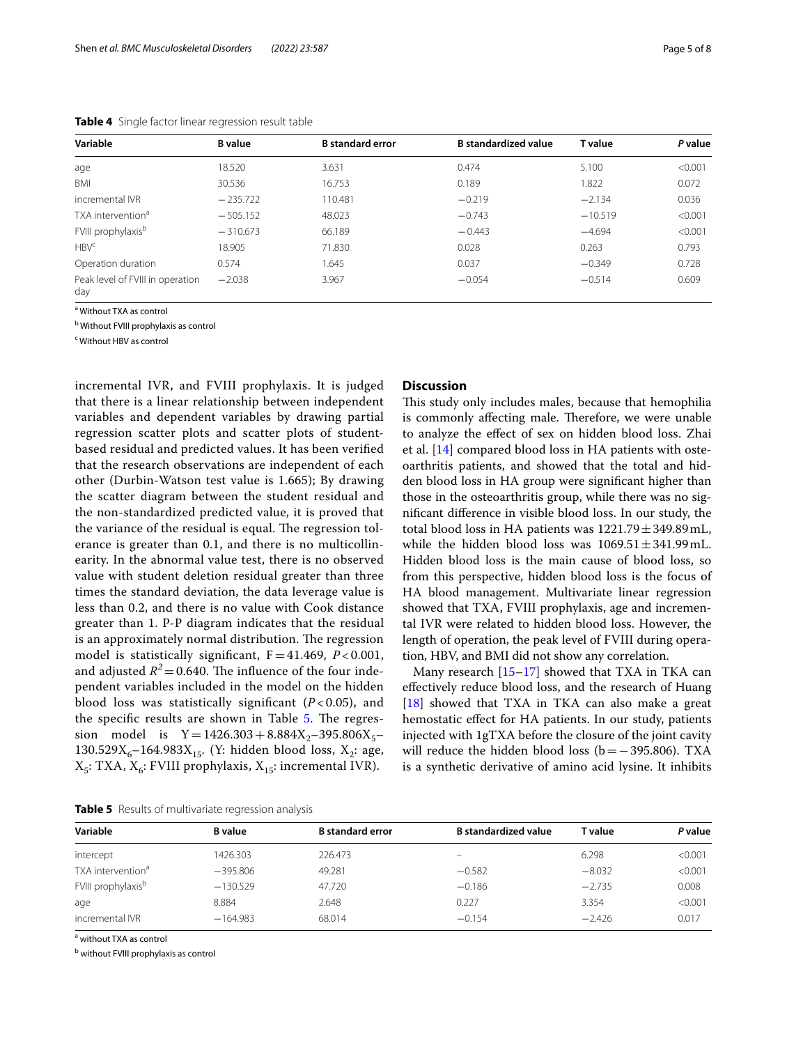**Table 4** Single factor linear regression result table

| Variable | B value | B standard error | B standardized value | T value | *P* value |
|---|---|---|---|---|---|
| age | 18.520 | 3.631 | 0.474 | 5.100 | <0.001 |
| BMI | 30.536 | 16.753 | 0.189 | 1.822 | 0.072 |
| incremental IVR | −235.722 | 110.481 | −0.219 | −2.134 | 0.036 |
| TXA intervention[a] | −505.152 | 48.023 | −0.743 | −10.519 | <0.001 |
| FVIII prophylaxis[b] | −310.673 | 66.189 | −0.443 | −4.694 | <0.001 |
| HBV[c] | 18.905 | 71.830 | 0.028 | 0.263 | 0.793 |
| Operation duration | 0.574 | 1.645 | 0.037 | −0.349 | 0.728 |
| Peak level of FVIII in operation day | −2.038 | 3.967 | −0.054 | −0.514 | 0.609 |

[a] Without TXA as control

[b] Without FVIII prophylaxis as control

[c] Without HBV as control

incremental IVR, and FVIII prophylaxis. It is judged that there is a linear relationship between independent variables and dependent variables by drawing partial regression scatter plots and scatter plots of student-based residual and predicted values. It has been verified that the research observations are independent of each other (Durbin-Watson test value is 1.665); By drawing the scatter diagram between the student residual and the non-standardized predicted value, it is proved that the variance of the residual is equal. The regression tolerance is greater than 0.1, and there is no multicollinearity. In the abnormal value test, there is no observed value with student deletion residual greater than three times the standard deviation, the data leverage value is less than 0.2, and there is no value with Cook distance greater than 1. P-P diagram indicates that the residual is an approximately normal distribution. The regression model is statistically significant, $F = 41.469$, $P < 0.001$, and adjusted $R^2 = 0.640$. The influence of the four independent variables included in the model on the hidden blood loss was statistically significant ($P < 0.05$), and the specific results are shown in Table 5. The regression model is $Y = 1426.303 + 8.884X_2 - 395.806X_5 - 130.529X_6 - 164.983X_{15}$. (Y: hidden blood loss, $X_2$: age, $X_5$: TXA, $X_6$: FVIII prophylaxis, $X_{15}$: incremental IVR).

## Discussion

This study only includes males, because that hemophilia is commonly affecting male. Therefore, we were unable to analyze the effect of sex on hidden blood loss. Zhai et al. [14] compared blood loss in HA patients with osteoarthritis patients, and showed that the total and hidden blood loss in HA group were significant higher than those in the osteoarthritis group, while there was no significant difference in visible blood loss. In our study, the total blood loss in HA patients was 1221.79 ± 349.89 mL, while the hidden blood loss was 1069.51 ± 341.99 mL. Hidden blood loss is the main cause of blood loss, so from this perspective, hidden blood loss is the focus of HA blood management. Multivariate linear regression showed that TXA, FVIII prophylaxis, age and incremental IVR were related to hidden blood loss. However, the length of operation, the peak level of FVIII during operation, HBV, and BMI did not show any correlation.

Many research [15–17] showed that TXA in TKA can effectively reduce blood loss, and the research of Huang [18] showed that TXA in TKA can also make a great hemostatic effect for HA patients. In our study, patients injected with 1gTXA before the closure of the joint cavity will reduce the hidden blood loss ($b = -395.806$). TXA is a synthetic derivative of amino acid lysine. It inhibits

**Table 5** Results of multivariate regression analysis

| Variable | B value | B standard error | B standardized value | T value | *P* value |
|---|---|---|---|---|---|
| intercept | 1426.303 | 226.473 | – | 6.298 | <0.001 |
| TXA intervention[a] | −395.806 | 49.281 | −0.582 | −8.032 | <0.001 |
| FVIII prophylaxis[b] | −130.529 | 47.720 | −0.186 | −2.735 | 0.008 |
| age | 8.884 | 2.648 | 0.227 | 3.354 | <0.001 |
| incremental IVR | −164.983 | 68.014 | −0.154 | −2.426 | 0.017 |

[a] without TXA as control

[b] without FVIII prophylaxis as control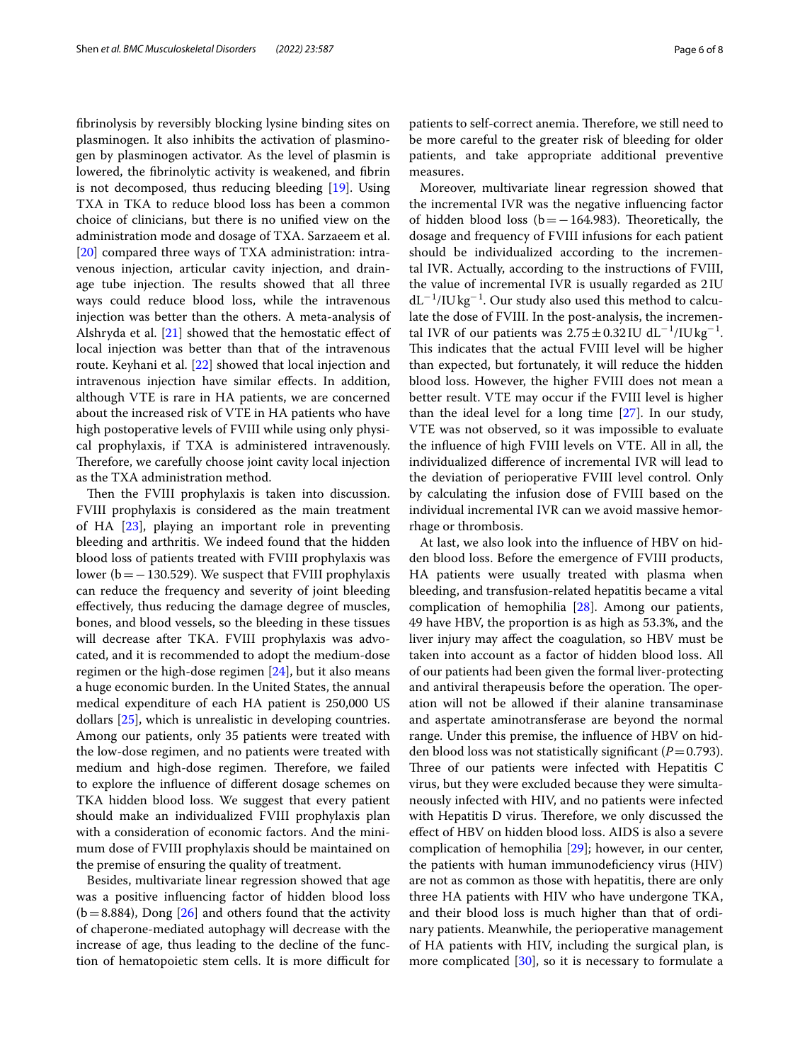fibrinolysis by reversibly blocking lysine binding sites on plasminogen. It also inhibits the activation of plasminogen by plasminogen activator. As the level of plasmin is lowered, the fibrinolytic activity is weakened, and fibrin is not decomposed, thus reducing bleeding [19]. Using TXA in TKA to reduce blood loss has been a common choice of clinicians, but there is no unified view on the administration mode and dosage of TXA. Sarzaeem et al. [20] compared three ways of TXA administration: intravenous injection, articular cavity injection, and drainage tube injection. The results showed that all three ways could reduce blood loss, while the intravenous injection was better than the others. A meta-analysis of Alshryda et al. [21] showed that the hemostatic effect of local injection was better than that of the intravenous route. Keyhani et al. [22] showed that local injection and intravenous injection have similar effects. In addition, although VTE is rare in HA patients, we are concerned about the increased risk of VTE in HA patients who have high postoperative levels of FVIII while using only physical prophylaxis, if TXA is administered intravenously. Therefore, we carefully choose joint cavity local injection as the TXA administration method.

Then the FVIII prophylaxis is taken into discussion. FVIII prophylaxis is considered as the main treatment of HA [23], playing an important role in preventing bleeding and arthritis. We indeed found that the hidden blood loss of patients treated with FVIII prophylaxis was lower ($b = -130.529$). We suspect that FVIII prophylaxis can reduce the frequency and severity of joint bleeding effectively, thus reducing the damage degree of muscles, bones, and blood vessels, so the bleeding in these tissues will decrease after TKA. FVIII prophylaxis was advocated, and it is recommended to adopt the medium-dose regimen or the high-dose regimen [24], but it also means a huge economic burden. In the United States, the annual medical expenditure of each HA patient is 250,000 US dollars [25], which is unrealistic in developing countries. Among our patients, only 35 patients were treated with the low-dose regimen, and no patients were treated with medium and high-dose regimen. Therefore, we failed to explore the influence of different dosage schemes on TKA hidden blood loss. We suggest that every patient should make an individualized FVIII prophylaxis plan with a consideration of economic factors. And the minimum dose of FVIII prophylaxis should be maintained on the premise of ensuring the quality of treatment.

Besides, multivariate linear regression showed that age was a positive influencing factor of hidden blood loss ($b = 8.884$), Dong [26] and others found that the activity of chaperone-mediated autophagy will decrease with the increase of age, thus leading to the decline of the function of hematopoietic stem cells. It is more difficult for patients to self-correct anemia. Therefore, we still need to be more careful to the greater risk of bleeding for older patients, and take appropriate additional preventive measures.

Moreover, multivariate linear regression showed that the incremental IVR was the negative influencing factor of hidden blood loss ($b = -164.983$). Theoretically, the dosage and frequency of FVIII infusions for each patient should be individualized according to the incremental IVR. Actually, according to the instructions of FVIII, the value of incremental IVR is usually regarded as 2 IU $dL^{-1}/IU\,kg^{-1}$. Our study also used this method to calculate the dose of FVIII. In the post-analysis, the incremental IVR of our patients was $2.75 \pm 0.32$ IU $dL^{-1}/IU\,kg^{-1}$. This indicates that the actual FVIII level will be higher than expected, but fortunately, it will reduce the hidden blood loss. However, the higher FVIII does not mean a better result. VTE may occur if the FVIII level is higher than the ideal level for a long time [27]. In our study, VTE was not observed, so it was impossible to evaluate the influence of high FVIII levels on VTE. All in all, the individualized difference of incremental IVR will lead to the deviation of perioperative FVIII level control. Only by calculating the infusion dose of FVIII based on the individual incremental IVR can we avoid massive hemorrhage or thrombosis.

At last, we also look into the influence of HBV on hidden blood loss. Before the emergence of FVIII products, HA patients were usually treated with plasma when bleeding, and transfusion-related hepatitis became a vital complication of hemophilia [28]. Among our patients, 49 have HBV, the proportion is as high as 53.3%, and the liver injury may affect the coagulation, so HBV must be taken into account as a factor of hidden blood loss. All of our patients had been given the formal liver-protecting and antiviral therapeusis before the operation. The operation will not be allowed if their alanine transaminase and aspertate aminotransferase are beyond the normal range. Under this premise, the influence of HBV on hidden blood loss was not statistically significant ($P = 0.793$). Three of our patients were infected with Hepatitis C virus, but they were excluded because they were simultaneously infected with HIV, and no patients were infected with Hepatitis D virus. Therefore, we only discussed the effect of HBV on hidden blood loss. AIDS is also a severe complication of hemophilia [29]; however, in our center, the patients with human immunodeficiency virus (HIV) are not as common as those with hepatitis, there are only three HA patients with HIV who have undergone TKA, and their blood loss is much higher than that of ordinary patients. Meanwhile, the perioperative management of HA patients with HIV, including the surgical plan, is more complicated [30], so it is necessary to formulate a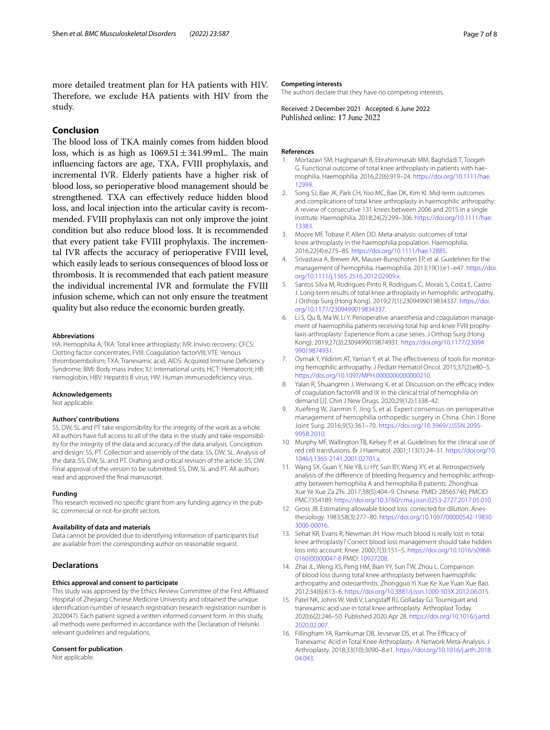more detailed treatment plan for HA patients with HIV. Therefore, we exclude HA patients with HIV from the study.

## Conclusion

The blood loss of TKA mainly comes from hidden blood loss, which is as high as $1069.51 \pm 341.99$ mL. The main influencing factors are age, TXA, FVIII prophylaxis, and incremental IVR. Elderly patients have a higher risk of blood loss, so perioperative blood management should be strengthened. TXA can effectively reduce hidden blood loss, and local injection into the articular cavity is recommended. FVIII prophylaxis can not only improve the joint condition but also reduce blood loss. It is recommended that every patient take FVIII prophylaxis. The incremental IVR affects the accuracy of perioperative FVIII level, which easily leads to serious consequences of blood loss or thrombosis. It is recommended that each patient measure the individual incremental IVR and formulate the FVIII infusion scheme, which can not only ensure the treatment quality but also reduce the economic burden greatly.

#### Abbreviations

HA: Hemophilia A; TKA: Total knee arthroplasty; IVR: Invivo recovery; CFCS: Clotting factor concentrates; FVIII: Coagulation factorVIII; VTE: Venous thromboembolism; TXA: Tranexamic acid; AIDS: Acquired Immune Deficiency Syndrome; BMI: Body mass index; IU: International units; HCT: Hematocrit; HB: Hemoglobin; HBV: Hepatitis B virus; HIV: Human immunodeficiency virus.

#### Acknowledgements

Not applicable.

#### Authors' contributions

SS, DW, SL and PT take responsibility for the integrity of the work as a whole. All authors have full access to all of the data in the study and take responsibility for the integrity of the data and accuracy of the data analysis. Conception and design: SS, PT. Collection and assembly of the data: SS, DW, SL. Analysis of the data: SS, DW, SL and PT. Drafting and critical revision of the article: SS, DW. Final approval of the version to be submitted: SS, DW, SL and PT. All authors read and approved the final manuscript.

#### Funding

This research received no specific grant from any funding agency in the public, commercial or not-for-profit sectors.

#### Availability of data and materials

Data cannot be provided due to identifying information of participants but are available from the corresponding author on reasonable request.

## Declarations

#### Ethics approval and consent to participate

This study was approved by the Ethics Review Committee of the First Affiliated Hospital of Zhejiang Chinese Medicine University and obtained the unique identification number of research registration (research registration number is 2020047). Each patient signed a written informed consent form. In this study, all methods were performed in accordance with the Declaration of Helsinki relevant guidelines and regulations.

#### Consent for publication

Not applicable.

#### Competing interests

The authors declare that they have no competing interests.

Received: 2 December 2021 Accepted: 6 June 2022
Published online: 17 June 2022

#### References

1. Mortazavi SM, Haghpanah B, Ebrahiminasab MM, Baghdadi T, Toogeh G. Functional outcome of total knee arthroplasty in patients with haemophilia. Haemophilia. 2016;22(6):919–24. https://doi.org/10.1111/hae.12999.
2. Song SJ, Bae JK, Park CH, Yoo MC, Bae DK, Kim KI. Mid-term outcomes and complications of total knee arthroplasty in haemophilic arthropathy: A review of consecutive 131 knees between 2006 and 2015 in a single institute. Haemophilia. 2018;24(2):299–306. https://doi.org/10.1111/hae.13383.
3. Moore MF, Tobase P, Allen DD. Meta-analysis: outcomes of total knee arthroplasty in the haemophilia population. Haemophilia. 2016;22(4):e275–85. https://doi.org/10.1111/hae.12885.
4. Srivastava A, Brewer AK, Mauser-Bunschoten EP, et al. Guidelines for the management of hemophilia. Haemophilia. 2013;19(1):e1–e47. https://doi.org/10.1111/j.1365-2516.2012.02909.x.
5. Santos Silva M, Rodrigues-Pinto R, Rodrigues C, Morais S, Costa E, Castro J. Long-term results of total knee arthroplasty in hemophilic arthropathy. J Orthop Surg (Hong Kong). 2019;27(1):2309499019834337. https://doi.org/10.1177/2309499019834337.
6. Li S, Qu B, Ma W, Li Y. Perioperative anaesthesia and coagulation management of haemophilia patients receiving total hip and knee FVIII prophylaxis arthroplasty: Experience from a case series. J Orthop Surg (Hong Kong). 2019;27(3):2309499019874931. https://doi.org/10.1177/2309499019874931.
7. Oymak Y, Yildirim AT, Yaman Y, et al. The effectiveness of tools for monitoring hemophilic arthropathy. J Pediatr Hematol Oncol. 2015;37(2):e80–5. https://doi.org/10.1097/MPH.0000000000000210.
8. Yalan R, Shuangmin J, Wenxiang X, et al. Discussion on the efficacy index of coagulation factorVIII and IX in the clinical trial of hemophilia on demand [J]. Chin J New Drugs. 2020;29(12):1338–42.
9. Xuefeng W, Jianmin F, Jing S, et al. Expert consensus on perioperative management of hemophilia orthopedic surgery in China. Chin J Bone Joint Surg. 2016;9(5):361–70. https://doi.org/10.3969/J.ISSN.2095-9958.2010.
10. Murphy MF, Wallington TB, Kelsey P, et al. Guidelines for the clinical use of red cell transfusions. Br J Haematol. 2001;113(1):24–31. https://doi.org/10.1046/j.1365-2141.2001.02701.x.
11. Wang SX, Guan Y, Nie YB, Li HY, Sun BY, Wang XY, et al. Retrospectively analysis of the difference of bleeding frequency and hemophilic arthropathy between hemophilia A and hemophilia B patients. Zhonghua Xue Ye Xue Za Zhi. 2017;38(5):404–9. Chinese. PMID: 28565740; PMCID: PMC7354189. https://doi.org/10.3760/cma.j.issn.0253-2727.2017.05.010.
12. Gross JB. Estimating allowable blood loss: corrected for dilution. Anesthesiology. 1983;58(3):277–80. https://doi.org/10.1097/00000542-198303000-00016.
13. Sehat KR, Evans R, Newman JH. How much blood is really lost in total knee arthroplasty? Correct blood loss management should take hidden loss into account. Knee. 2000;7(3):151–5. https://doi.org/10.1016/s0968-0160(00)00047-8 PMID: 10927208.
14. Zhai JL, Weng XS, Peng HM, Bian YY, Sun TW, Zhou L. Comparison of blood loss during total knee arthroplasty between haemophilic arthropathy and osteoarthritis. Zhongguo Yi Xue Ke Xue Yuan Xue Bao. 2012;34(6):613–6. https://doi.org/10.3881/j.issn.1000-503X.2012.06.015.
15. Patel NK, Johns W, Vedi V, Langstaff RJ, Golladay GJ. Tourniquet and tranexamic acid use in total knee arthroplasty. Arthroplast Today. 2020;6(2):246–50. Published 2020 Apr 28. https://doi.org/10.1016/j.artd.2020.02.007.
16. Fillingham YA, Ramkumar DB, Jevsevar DS, et al. The Efficacy of Tranexamic Acid in Total Knee Arthroplasty: A Network Meta-Analysis. J Arthroplasty. 2018;33(10):3090–8.e1. https://doi.org/10.1016/j.arth.2018.04.043.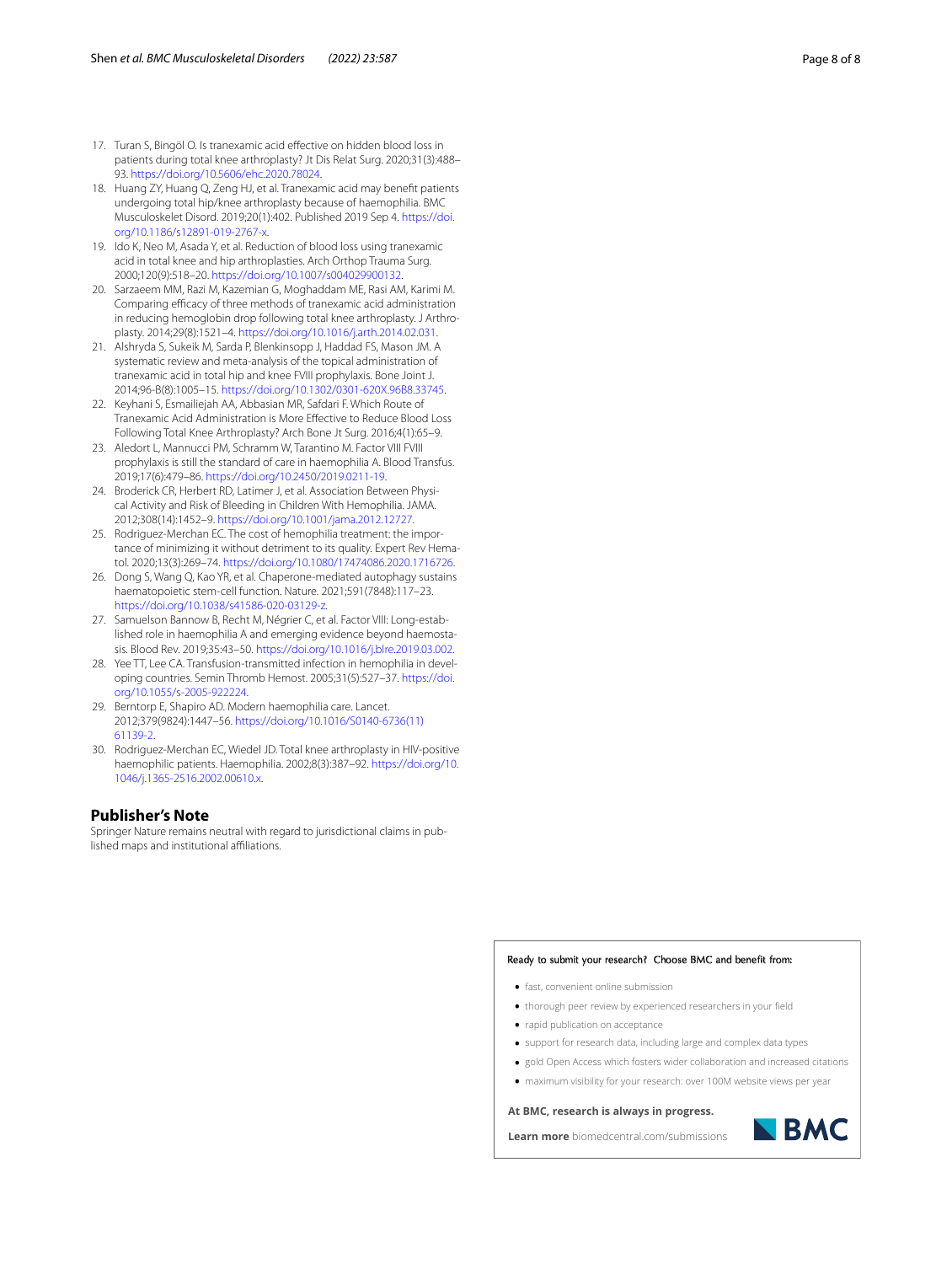17. Turan S, Bingöl O. Is tranexamic acid effective on hidden blood loss in patients during total knee arthroplasty? Jt Dis Relat Surg. 2020;31(3):488–93. https://doi.org/10.5606/ehc.2020.78024.
18. Huang ZY, Huang Q, Zeng HJ, et al. Tranexamic acid may benefit patients undergoing total hip/knee arthroplasty because of haemophilia. BMC Musculoskelet Disord. 2019;20(1):402. Published 2019 Sep 4. https://doi.org/10.1186/s12891-019-2767-x.
19. Ido K, Neo M, Asada Y, et al. Reduction of blood loss using tranexamic acid in total knee and hip arthroplasties. Arch Orthop Trauma Surg. 2000;120(9):518–20. https://doi.org/10.1007/s004029900132.
20. Sarzaeem MM, Razi M, Kazemian G, Moghaddam ME, Rasi AM, Karimi M. Comparing efficacy of three methods of tranexamic acid administration in reducing hemoglobin drop following total knee arthroplasty. J Arthroplasty. 2014;29(8):1521–4. https://doi.org/10.1016/j.arth.2014.02.031.
21. Alshryda S, Sukeik M, Sarda P, Blenkinsopp J, Haddad FS, Mason JM. A systematic review and meta-analysis of the topical administration of tranexamic acid in total hip and knee FVIII prophylaxis. Bone Joint J. 2014;96-B(8):1005–15. https://doi.org/10.1302/0301-620X.96B8.33745.
22. Keyhani S, Esmailiejah AA, Abbasian MR, Safdari F. Which Route of Tranexamic Acid Administration is More Effective to Reduce Blood Loss Following Total Knee Arthroplasty? Arch Bone Jt Surg. 2016;4(1):65–9.
23. Aledort L, Mannucci PM, Schramm W, Tarantino M. Factor VIII FVIII prophylaxis is still the standard of care in haemophilia A. Blood Transfus. 2019;17(6):479–86. https://doi.org/10.2450/2019.0211-19.
24. Broderick CR, Herbert RD, Latimer J, et al. Association Between Physical Activity and Risk of Bleeding in Children With Hemophilia. JAMA. 2012;308(14):1452–9. https://doi.org/10.1001/jama.2012.12727.
25. Rodriguez-Merchan EC. The cost of hemophilia treatment: the importance of minimizing it without detriment to its quality. Expert Rev Hematol. 2020;13(3):269–74. https://doi.org/10.1080/17474086.2020.1716726.
26. Dong S, Wang Q, Kao YR, et al. Chaperone-mediated autophagy sustains haematopoietic stem-cell function. Nature. 2021;591(7848):117–23. https://doi.org/10.1038/s41586-020-03129-z.
27. Samuelson Bannow B, Recht M, Négrier C, et al. Factor VIII: Long-established role in haemophilia A and emerging evidence beyond haemostasis. Blood Rev. 2019;35:43–50. https://doi.org/10.1016/j.blre.2019.03.002.
28. Yee TT, Lee CA. Transfusion-transmitted infection in hemophilia in developing countries. Semin Thromb Hemost. 2005;31(5):527–37. https://doi.org/10.1055/s-2005-922224.
29. Berntorp E, Shapiro AD. Modern haemophilia care. Lancet. 2012;379(9824):1447–56. https://doi.org/10.1016/S0140-6736(11)61139-2.
30. Rodriguez-Merchan EC, Wiedel JD. Total knee arthroplasty in HIV-positive haemophilic patients. Haemophilia. 2002;8(3):387–92. https://doi.org/10.1046/j.1365-2516.2002.00610.x.

## Publisher's Note

Springer Nature remains neutral with regard to jurisdictional claims in published maps and institutional affiliations.

Ready to submit your research? Choose BMC and benefit from:

- fast, convenient online submission
- thorough peer review by experienced researchers in your field
- rapid publication on acceptance
- support for research data, including large and complex data types
- gold Open Access which fosters wider collaboration and increased citations
- maximum visibility for your research: over 100M website views per year

**At BMC, research is always in progress.**

**Learn more** biomedcentral.com/submissions

BMC